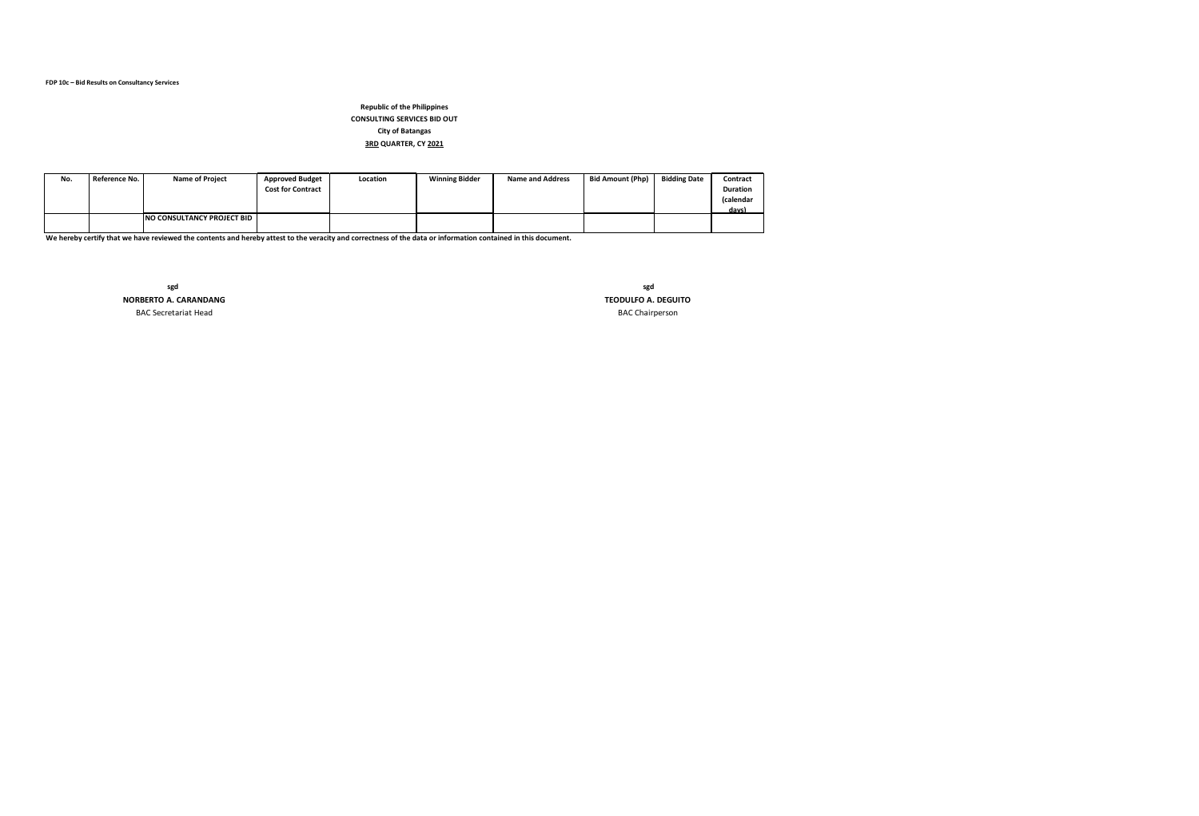**FDP 10c – Bid Results on Consultancy Services**

**Republic of the Philippines**

**CONSULTING SERVICES BID OUT**

**City of Batangas**

**3RD QUARTER, CY 2021**

| No. | Reference No. | Name of Project | Approved Budget Cost for Contract | Location | Winning Bidder | Name and Address | Bid Amount (Php) | Bidding Date | Contract Duration (calendar days) |
|---|---|---|---|---|---|---|---|---|---|
| | | NO CONSULTANCY PROJECT BID | | | | | | | |

**We hereby certify that we have reviewed the contents and hereby attest to the veracity and correctness of the data or information contained in this document.**

sgd

**NORBERTO A. CARANDANG**

BAC Secretariat Head

sgd

**TEODULFO A. DEGUITO**

BAC Chairperson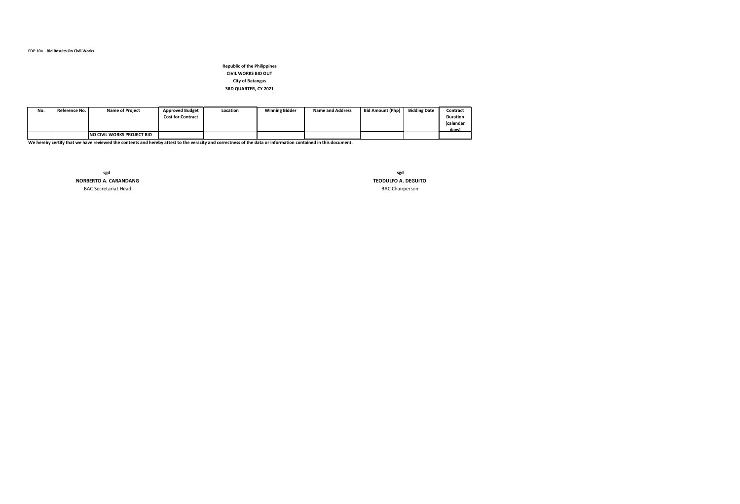FDP 10a – Bid Results On Civil Works

**Republic of the Philippines**

**CIVIL WORKS BID OUT**

**City of Batangas**

**3RD QUARTER, CY 2021**

| No. | Reference No. | Name of Project | Approved Budget Cost for Contract | Location | Winning Bidder | Name and Address | Bid Amount (Php) | Bidding Date | Contract Duration (calendar days) |
|---|---|---|---|---|---|---|---|---|---|
| | | NO CIVIL WORKS PROJECT BID | | | | | | | |

**We hereby certify that we have reviewed the contents and hereby attest to the veracity and correctness of the data or information contained in this document.**

sgd

**NORBERTO A. CARANDANG**

BAC Secretariat Head

sgd

**TEODULFO A. DEGUITO**

BAC Chairperson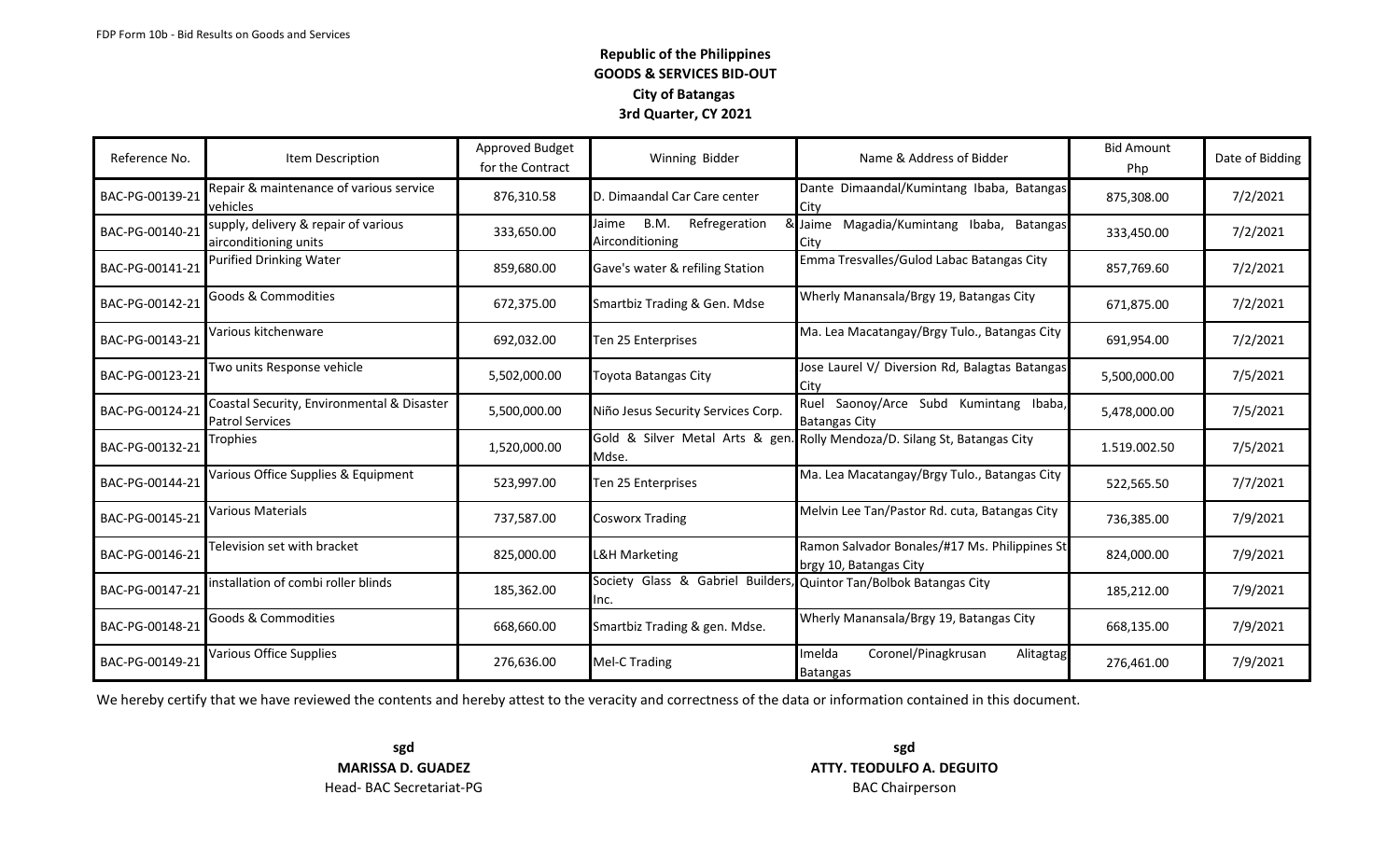FDP Form 10b - Bid Results on Goods and Services

**Republic of the Philippines**
**GOODS & SERVICES BID-OUT**
**City of Batangas**
**3rd Quarter, CY 2021**

| Reference No. | Item Description | Approved Budget for the Contract | Winning Bidder | Name & Address of Bidder | Bid Amount Php | Date of Bidding |
|---|---|---|---|---|---|---|
| BAC-PG-00139-21 | Repair & maintenance of various service vehicles | 876,310.58 | D. Dimaandal Car Care center | Dante Dimaandal/Kumintang Ibaba, Batangas City | 875,308.00 | 7/2/2021 |
| BAC-PG-00140-21 | supply, delivery & repair of various airconditioning units | 333,650.00 | Jaime B.M. Refregeration & Airconditioning | Jaime Magadia/Kumintang Ibaba, Batangas City | 333,450.00 | 7/2/2021 |
| BAC-PG-00141-21 | Purified Drinking Water | 859,680.00 | Gave's water & refiling Station | Emma Tresvalles/Gulod Labac Batangas City | 857,769.60 | 7/2/2021 |
| BAC-PG-00142-21 | Goods & Commodities | 672,375.00 | Smartbiz Trading & Gen. Mdse | Wherly Manansala/Brgy 19, Batangas City | 671,875.00 | 7/2/2021 |
| BAC-PG-00143-21 | Various kitchenware | 692,032.00 | Ten 25 Enterprises | Ma. Lea Macatangay/Brgy Tulo., Batangas City | 691,954.00 | 7/2/2021 |
| BAC-PG-00123-21 | Two units Response vehicle | 5,502,000.00 | Toyota Batangas City | Jose Laurel V/ Diversion Rd, Balagtas Batangas City | 5,500,000.00 | 7/5/2021 |
| BAC-PG-00124-21 | Coastal Security, Environmental & Disaster Patrol Services | 5,500,000.00 | Niño Jesus Security Services Corp. | Ruel Saonoy/Arce Subd Kumintang Ibaba, Batangas City | 5,478,000.00 | 7/5/2021 |
| BAC-PG-00132-21 | Trophies | 1,520,000.00 | Gold & Silver Metal Arts & gen. Mdse. | Rolly Mendoza/D. Silang St, Batangas City | 1.519.002.50 | 7/5/2021 |
| BAC-PG-00144-21 | Various Office Supplies & Equipment | 523,997.00 | Ten 25 Enterprises | Ma. Lea Macatangay/Brgy Tulo., Batangas City | 522,565.50 | 7/7/2021 |
| BAC-PG-00145-21 | Various Materials | 737,587.00 | Cosworx Trading | Melvin Lee Tan/Pastor Rd. cuta, Batangas City | 736,385.00 | 7/9/2021 |
| BAC-PG-00146-21 | Television set with bracket | 825,000.00 | L&H Marketing | Ramon Salvador Bonales/#17 Ms. Philippines St brgy 10, Batangas City | 824,000.00 | 7/9/2021 |
| BAC-PG-00147-21 | installation of combi roller blinds | 185,362.00 | Society Glass & Gabriel Builders, Inc. | Quintor Tan/Bolbok Batangas City | 185,212.00 | 7/9/2021 |
| BAC-PG-00148-21 | Goods & Commodities | 668,660.00 | Smartbiz Trading & gen. Mdse. | Wherly Manansala/Brgy 19, Batangas City | 668,135.00 | 7/9/2021 |
| BAC-PG-00149-21 | Various Office Supplies | 276,636.00 | Mel-C Trading | Imelda Coronel/Pinagkrusan Alitagtag Batangas | 276,461.00 | 7/9/2021 |

We hereby certify that we have reviewed the contents and hereby attest to the veracity and correctness of the data or information contained in this document.

**sgd**
**MARISSA D. GUADEZ**
Head- BAC Secretariat-PG

**sgd**
**ATTY. TEODULFO A. DEGUITO**
BAC Chairperson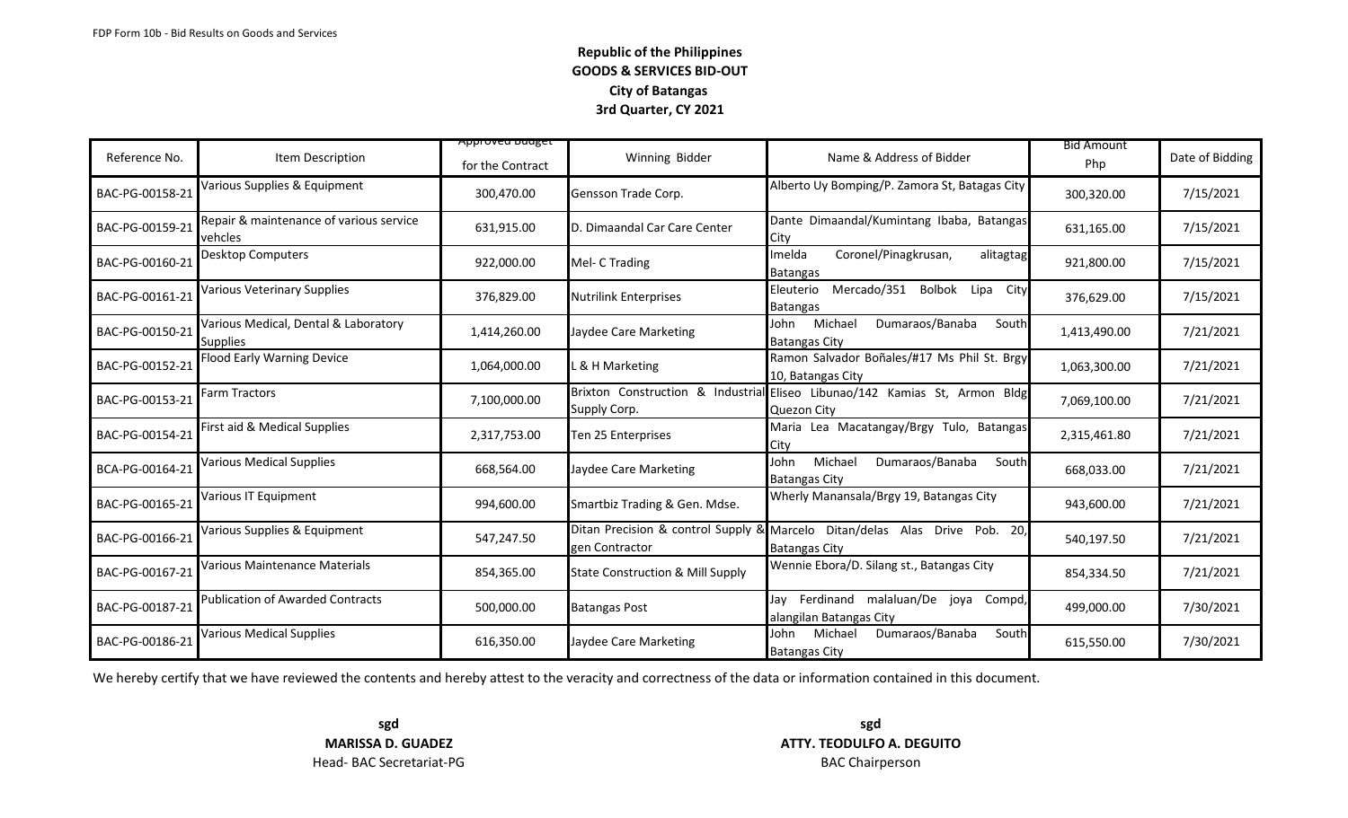FDP Form 10b - Bid Results on Goods and Services

**Republic of the Philippines**
**GOODS & SERVICES BID-OUT**
**City of Batangas**
**3rd Quarter, CY 2021**

| Reference No. | Item Description | Approved Budget for the Contract | Winning Bidder | Name & Address of Bidder | Bid Amount Php | Date of Bidding |
|---|---|---|---|---|---|---|
| BAC-PG-00158-21 | Various Supplies & Equipment | 300,470.00 | Gensson Trade Corp. | Alberto Uy Bomping/P. Zamora St, Batagas City | 300,320.00 | 7/15/2021 |
| BAC-PG-00159-21 | Repair & maintenance of various service vehcles | 631,915.00 | D. Dimaandal Car Care Center | Dante Dimaandal/Kumintang Ibaba, Batangas City | 631,165.00 | 7/15/2021 |
| BAC-PG-00160-21 | Desktop Computers | 922,000.00 | Mel- C Trading | Imelda Coronel/Pinagkrusan, alitagtag Batangas | 921,800.00 | 7/15/2021 |
| BAC-PG-00161-21 | Various Veterinary Supplies | 376,829.00 | Nutrilink Enterprises | Eleuterio Mercado/351 Bolbok Lipa City Batangas | 376,629.00 | 7/15/2021 |
| BAC-PG-00150-21 | Various Medical, Dental & Laboratory Supplies | 1,414,260.00 | Jaydee Care Marketing | John Michael Dumaraos/Banaba South Batangas City | 1,413,490.00 | 7/21/2021 |
| BAC-PG-00152-21 | Flood Early Warning Device | 1,064,000.00 | L & H Marketing | Ramon Salvador Boñales/#17 Ms Phil St. Brgy 10, Batangas City | 1,063,300.00 | 7/21/2021 |
| BAC-PG-00153-21 | Farm Tractors | 7,100,000.00 | Brixton Construction & Industrial Supply Corp. | Eliseo Libunao/142 Kamias St, Armon Bldg Quezon City | 7,069,100.00 | 7/21/2021 |
| BAC-PG-00154-21 | First aid & Medical Supplies | 2,317,753.00 | Ten 25 Enterprises | Maria Lea Macatangay/Brgy Tulo, Batangas City | 2,315,461.80 | 7/21/2021 |
| BCA-PG-00164-21 | Various Medical Supplies | 668,564.00 | Jaydee Care Marketing | John Michael Dumaraos/Banaba South Batangas City | 668,033.00 | 7/21/2021 |
| BAC-PG-00165-21 | Various IT Equipment | 994,600.00 | Smartbiz Trading & Gen. Mdse. | Wherly Manansala/Brgy 19, Batangas City | 943,600.00 | 7/21/2021 |
| BAC-PG-00166-21 | Various Supplies & Equipment | 547,247.50 | Ditan Precision & control Supply & gen Contractor | Marcelo Ditan/delas Alas Drive Pob. 20, Batangas City | 540,197.50 | 7/21/2021 |
| BAC-PG-00167-21 | Various Maintenance Materials | 854,365.00 | State Construction & Mill Supply | Wennie Ebora/D. Silang st., Batangas City | 854,334.50 | 7/21/2021 |
| BAC-PG-00187-21 | Publication of Awarded Contracts | 500,000.00 | Batangas Post | Jay Ferdinand malaluan/De joya Compd, alangilan Batangas City | 499,000.00 | 7/30/2021 |
| BAC-PG-00186-21 | Various Medical Supplies | 616,350.00 | Jaydee Care Marketing | John Michael Dumaraos/Banaba South Batangas City | 615,550.00 | 7/30/2021 |

We hereby certify that we have reviewed the contents and hereby attest to the veracity and correctness of the data or information contained in this document.

**sgd**
**MARISSA D. GUADEZ**
Head- BAC Secretariat-PG

**sgd**
**ATTY. TEODULFO A. DEGUITO**
BAC Chairperson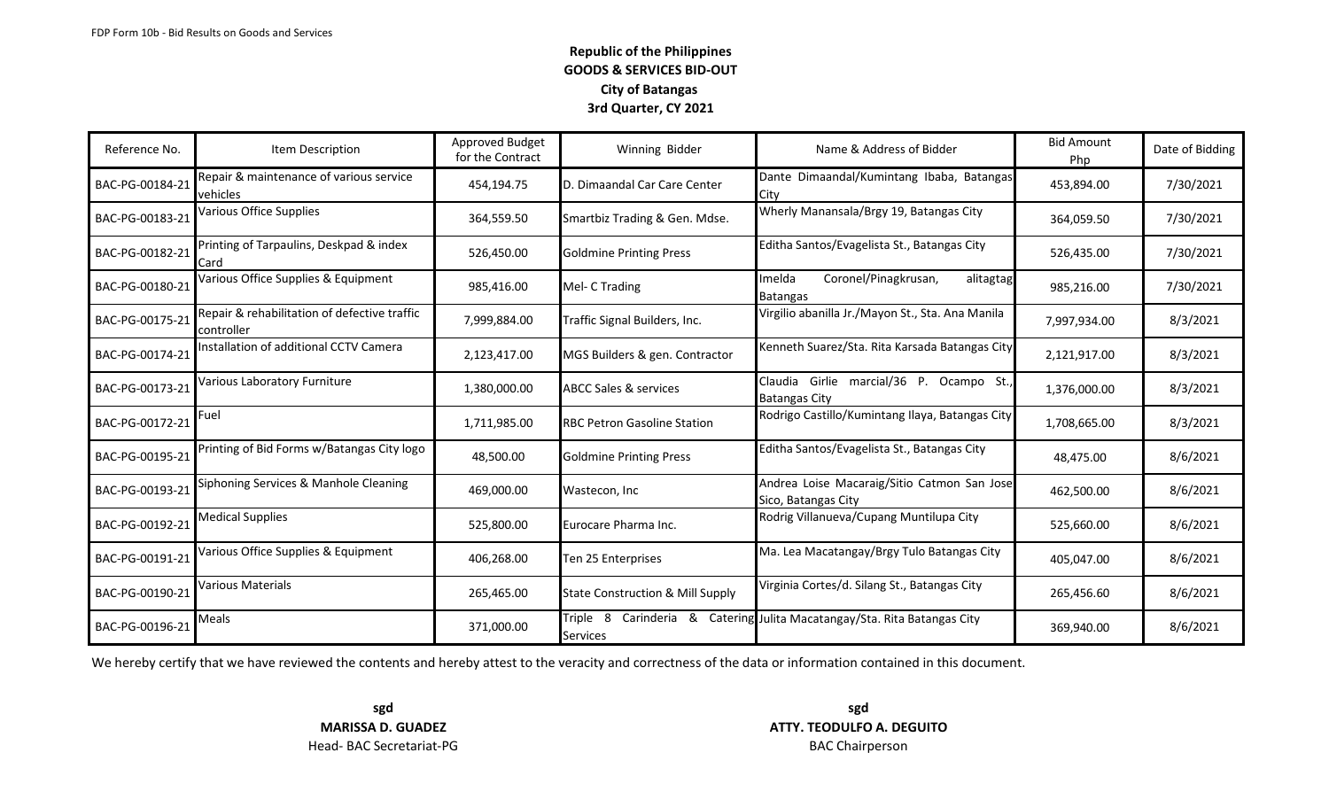FDP Form 10b - Bid Results on Goods and Services

**Republic of the Philippines**
**GOODS & SERVICES BID-OUT**
**City of Batangas**
**3rd Quarter, CY 2021**

| Reference No. | Item Description | Approved Budget for the Contract | Winning Bidder | Name & Address of Bidder | Bid Amount Php | Date of Bidding |
|---|---|---|---|---|---|---|
| BAC-PG-00184-21 | Repair & maintenance of various service vehicles | 454,194.75 | D. Dimaandal Car Care Center | Dante Dimaandal/Kumintang Ibaba, Batangas City | 453,894.00 | 7/30/2021 |
| BAC-PG-00183-21 | Various Office Supplies | 364,559.50 | Smartbiz Trading & Gen. Mdse. | Wherly Manansala/Brgy 19, Batangas City | 364,059.50 | 7/30/2021 |
| BAC-PG-00182-21 | Printing of Tarpaulins, Deskpad & index Card | 526,450.00 | Goldmine Printing Press | Editha Santos/Evagelista St., Batangas City | 526,435.00 | 7/30/2021 |
| BAC-PG-00180-21 | Various Office Supplies & Equipment | 985,416.00 | Mel- C Trading | Imelda Coronel/Pinagkrusan, alitagtag Batangas | 985,216.00 | 7/30/2021 |
| BAC-PG-00175-21 | Repair & rehabilitation of defective traffic controller | 7,999,884.00 | Traffic Signal Builders, Inc. | Virgilio abanilla Jr./Mayon St., Sta. Ana Manila | 7,997,934.00 | 8/3/2021 |
| BAC-PG-00174-21 | Installation of additional CCTV Camera | 2,123,417.00 | MGS Builders & gen. Contractor | Kenneth Suarez/Sta. Rita Karsada Batangas City | 2,121,917.00 | 8/3/2021 |
| BAC-PG-00173-21 | Various Laboratory Furniture | 1,380,000.00 | ABCC Sales & services | Claudia Girlie marcial/36 P. Ocampo St., Batangas City | 1,376,000.00 | 8/3/2021 |
| BAC-PG-00172-21 | Fuel | 1,711,985.00 | RBC Petron Gasoline Station | Rodrigo Castillo/Kumintang Ilaya, Batangas City | 1,708,665.00 | 8/3/2021 |
| BAC-PG-00195-21 | Printing of Bid Forms w/Batangas City logo | 48,500.00 | Goldmine Printing Press | Editha Santos/Evagelista St., Batangas City | 48,475.00 | 8/6/2021 |
| BAC-PG-00193-21 | Siphoning Services & Manhole Cleaning | 469,000.00 | Wastecon, Inc | Andrea Loise Macaraig/Sitio Catmon San Jose Sico, Batangas City | 462,500.00 | 8/6/2021 |
| BAC-PG-00192-21 | Medical Supplies | 525,800.00 | Eurocare Pharma Inc. | Rodrig Villanueva/Cupang Muntilupa City | 525,660.00 | 8/6/2021 |
| BAC-PG-00191-21 | Various Office Supplies & Equipment | 406,268.00 | Ten 25 Enterprises | Ma. Lea Macatangay/Brgy Tulo Batangas City | 405,047.00 | 8/6/2021 |
| BAC-PG-00190-21 | Various Materials | 265,465.00 | State Construction & Mill Supply | Virginia Cortes/d. Silang St., Batangas City | 265,456.60 | 8/6/2021 |
| BAC-PG-00196-21 | Meals | 371,000.00 | Triple 8 Carinderia & Catering Services | Julita Macatangay/Sta. Rita Batangas City | 369,940.00 | 8/6/2021 |

We hereby certify that we have reviewed the contents and hereby attest to the veracity and correctness of the data or information contained in this document.

**sgd**
**MARISSA D. GUADEZ**
Head- BAC Secretariat-PG

**sgd**
**ATTY. TEODULFO A. DEGUITO**
BAC Chairperson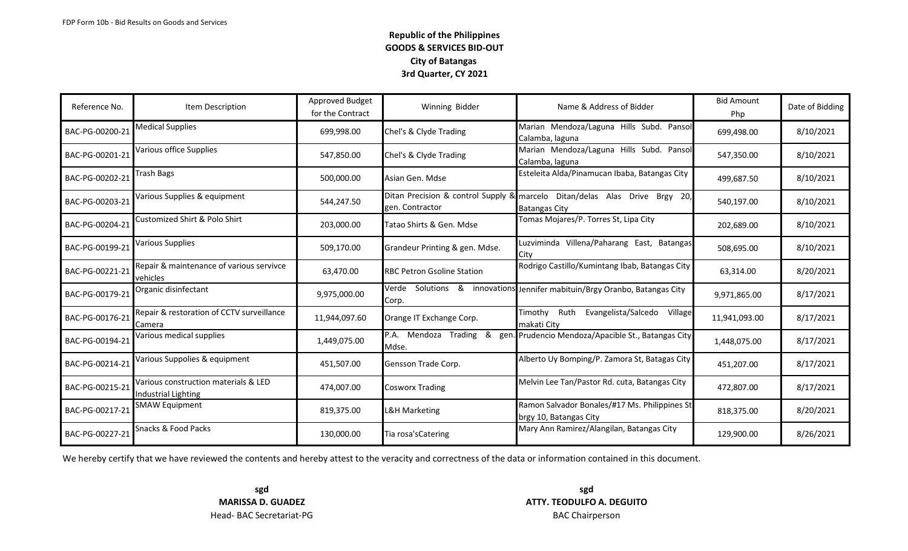FDP Form 10b - Bid Results on Goods and Services

**Republic of the Philippines**
**GOODS & SERVICES BID-OUT**
**City of Batangas**
**3rd Quarter, CY 2021**

| Reference No. | Item Description | Approved Budget for the Contract | Winning Bidder | Name & Address of Bidder | Bid Amount Php | Date of Bidding |
|---|---|---|---|---|---|---|
| BAC-PG-00200-21 | Medical Supplies | 699,998.00 | Chel's & Clyde Trading | Marian Mendoza/Laguna Hills Subd. Pansol Calamba, laguna | 699,498.00 | 8/10/2021 |
| BAC-PG-00201-21 | Various office Supplies | 547,850.00 | Chel's & Clyde Trading | Marian Mendoza/Laguna Hills Subd. Pansol Calamba, laguna | 547,350.00 | 8/10/2021 |
| BAC-PG-00202-21 | Trash Bags | 500,000.00 | Asian Gen. Mdse | Esteleita Alda/Pinamucan Ibaba, Batangas City | 499,687.50 | 8/10/2021 |
| BAC-PG-00203-21 | Various Supplies & equipment | 544,247.50 | Ditan Precision & control Supply & gen. Contractor | marcelo Ditan/delas Alas Drive Brgy 20, Batangas City | 540,197.00 | 8/10/2021 |
| BAC-PG-00204-21 | Customized Shirt & Polo Shirt | 203,000.00 | Tatao Shirts & Gen. Mdse | Tomas Mojares/P. Torres St, Lipa City | 202,689.00 | 8/10/2021 |
| BAC-PG-00199-21 | Various Supplies | 509,170.00 | Grandeur Printing & gen. Mdse. | Luzviminda Villena/Paharang East, Batangas City | 508,695.00 | 8/10/2021 |
| BAC-PG-00221-21 | Repair & maintenance of various servivce vehicles | 63,470.00 | RBC Petron Gsoline Station | Rodrigo Castillo/Kumintang Ibab, Batangas City | 63,314.00 | 8/20/2021 |
| BAC-PG-00179-21 | Organic disinfectant | 9,975,000.00 | Verde Solutions & innovations Corp. | Jennifer mabituin/Brgy Oranbo, Batangas City | 9,971,865.00 | 8/17/2021 |
| BAC-PG-00176-21 | Repair & restoration of CCTV surveillance Camera | 11,944,097.60 | Orange IT Exchange Corp. | Timothy Ruth Evangelista/Salcedo Village makati City | 11,941,093.00 | 8/17/2021 |
| BAC-PG-00194-21 | Various medical supplies | 1,449,075.00 | P.A. Mendoza Trading & gen. Mdse. | Prudencio Mendoza/Apacible St., Batangas City | 1,448,075.00 | 8/17/2021 |
| BAC-PG-00214-21 | Various Suppolies & equipment | 451,507.00 | Gensson Trade Corp. | Alberto Uy Bomping/P. Zamora St, Batagas City | 451,207.00 | 8/17/2021 |
| BAC-PG-00215-21 | Various construction materials & LED Industrial Lighting | 474,007.00 | Cosworx Trading | Melvin Lee Tan/Pastor Rd. cuta, Batangas City | 472,807.00 | 8/17/2021 |
| BAC-PG-00217-21 | SMAW Equipment | 819,375.00 | L&H Marketing | Ramon Salvador Bonales/#17 Ms. Philippines St brgy 10, Batangas City | 818,375.00 | 8/20/2021 |
| BAC-PG-00227-21 | Snacks & Food Packs | 130,000.00 | Tia rosa'sCatering | Mary Ann Ramirez/Alangilan, Batangas City | 129,900.00 | 8/26/2021 |

We hereby certify that we have reviewed the contents and hereby attest to the veracity and correctness of the data or information contained in this document.

**sgd**
**MARISSA D. GUADEZ**
Head- BAC Secretariat-PG

**sgd**
**ATTY. TEODULFO A. DEGUITO**
BAC Chairperson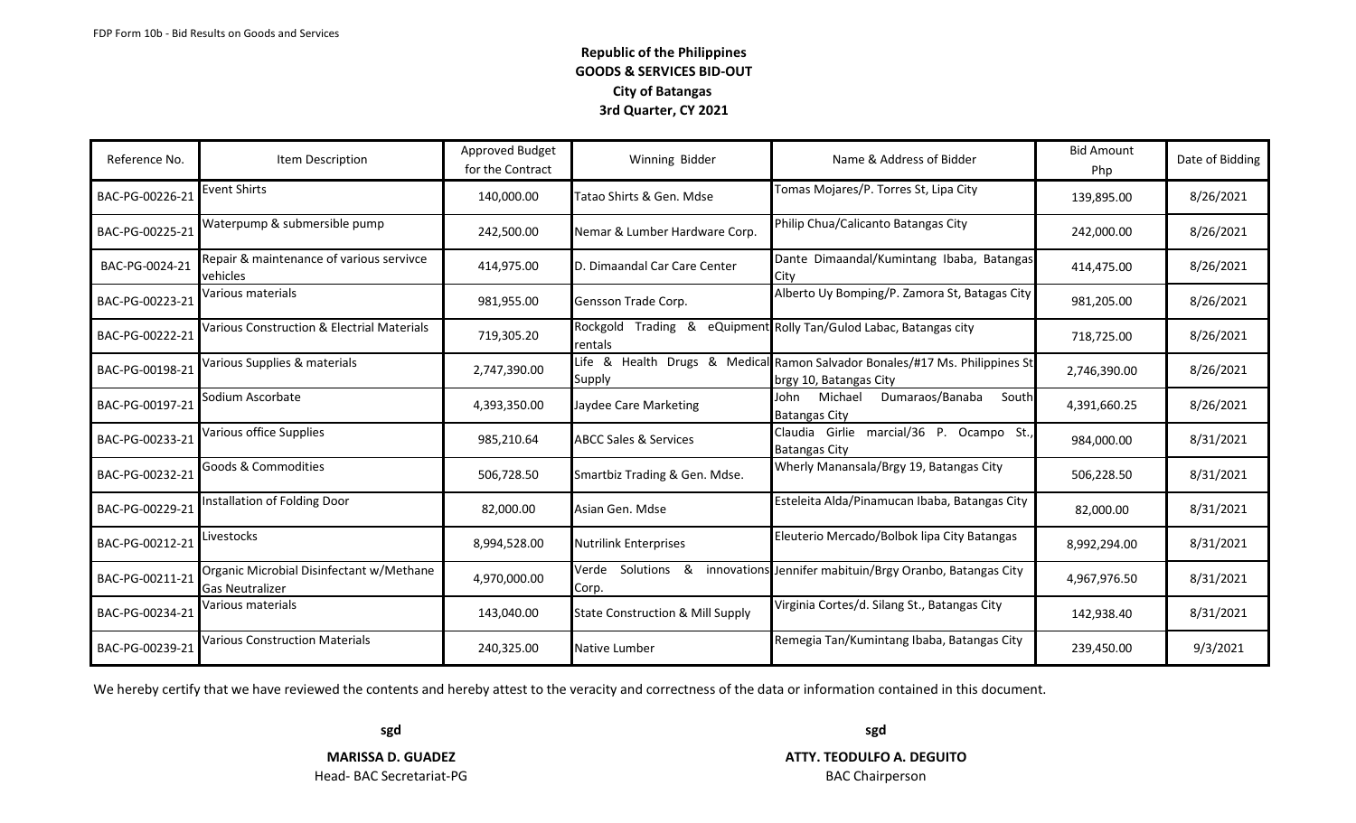FDP Form 10b - Bid Results on Goods and Services

**Republic of the Philippines**
**GOODS & SERVICES BID-OUT**
**City of Batangas**
**3rd Quarter, CY 2021**

| Reference No. | Item Description | Approved Budget for the Contract | Winning Bidder | Name & Address of Bidder | Bid Amount Php | Date of Bidding |
|---|---|---|---|---|---|---|
| BAC-PG-00226-21 | Event Shirts | 140,000.00 | Tatao Shirts & Gen. Mdse | Tomas Mojares/P. Torres St, Lipa City | 139,895.00 | 8/26/2021 |
| BAC-PG-00225-21 | Waterpump & submersible pump | 242,500.00 | Nemar & Lumber Hardware Corp. | Philip Chua/Calicanto Batangas City | 242,000.00 | 8/26/2021 |
| BAC-PG-0024-21 | Repair & maintenance of various servivce vehicles | 414,975.00 | D. Dimaandal Car Care Center | Dante Dimaandal/Kumintang Ibaba, Batangas City | 414,475.00 | 8/26/2021 |
| BAC-PG-00223-21 | Various materials | 981,955.00 | Gensson Trade Corp. | Alberto Uy Bomping/P. Zamora St, Batagas City | 981,205.00 | 8/26/2021 |
| BAC-PG-00222-21 | Various Construction & Electrial Materials | 719,305.20 | Rockgold Trading & eQuipment rentals | Rolly Tan/Gulod Labac, Batangas city | 718,725.00 | 8/26/2021 |
| BAC-PG-00198-21 | Various Supplies & materials | 2,747,390.00 | Life & Health Drugs & Medical Supply | Ramon Salvador Bonales/#17 Ms. Philippines St brgy 10, Batangas City | 2,746,390.00 | 8/26/2021 |
| BAC-PG-00197-21 | Sodium Ascorbate | 4,393,350.00 | Jaydee Care Marketing | John Michael Dumaraos/Banaba South Batangas City | 4,391,660.25 | 8/26/2021 |
| BAC-PG-00233-21 | Various office Supplies | 985,210.64 | ABCC Sales & Services | Claudia Girlie marcial/36 P. Ocampo St., Batangas City | 984,000.00 | 8/31/2021 |
| BAC-PG-00232-21 | Goods & Commodities | 506,728.50 | Smartbiz Trading & Gen. Mdse. | Wherly Manansala/Brgy 19, Batangas City | 506,228.50 | 8/31/2021 |
| BAC-PG-00229-21 | Installation of Folding Door | 82,000.00 | Asian Gen. Mdse | Esteleita Alda/Pinamucan Ibaba, Batangas City | 82,000.00 | 8/31/2021 |
| BAC-PG-00212-21 | Livestocks | 8,994,528.00 | Nutrilink Enterprises | Eleuterio Mercado/Bolbok lipa City Batangas | 8,992,294.00 | 8/31/2021 |
| BAC-PG-00211-21 | Organic Microbial Disinfectant w/Methane Gas Neutralizer | 4,970,000.00 | Verde Solutions & innovations Corp. | Jennifer mabituin/Brgy Oranbo, Batangas City | 4,967,976.50 | 8/31/2021 |
| BAC-PG-00234-21 | Various materials | 143,040.00 | State Construction & Mill Supply | Virginia Cortes/d. Silang St., Batangas City | 142,938.40 | 8/31/2021 |
| BAC-PG-00239-21 | Various Construction Materials | 240,325.00 | Native Lumber | Remegia Tan/Kumintang Ibaba, Batangas City | 239,450.00 | 9/3/2021 |

We hereby certify that we have reviewed the contents and hereby attest to the veracity and correctness of the data or information contained in this document.

**sgd**

**MARISSA D. GUADEZ**
Head- BAC Secretariat-PG

**sgd**

**ATTY. TEODULFO A. DEGUITO**
BAC Chairperson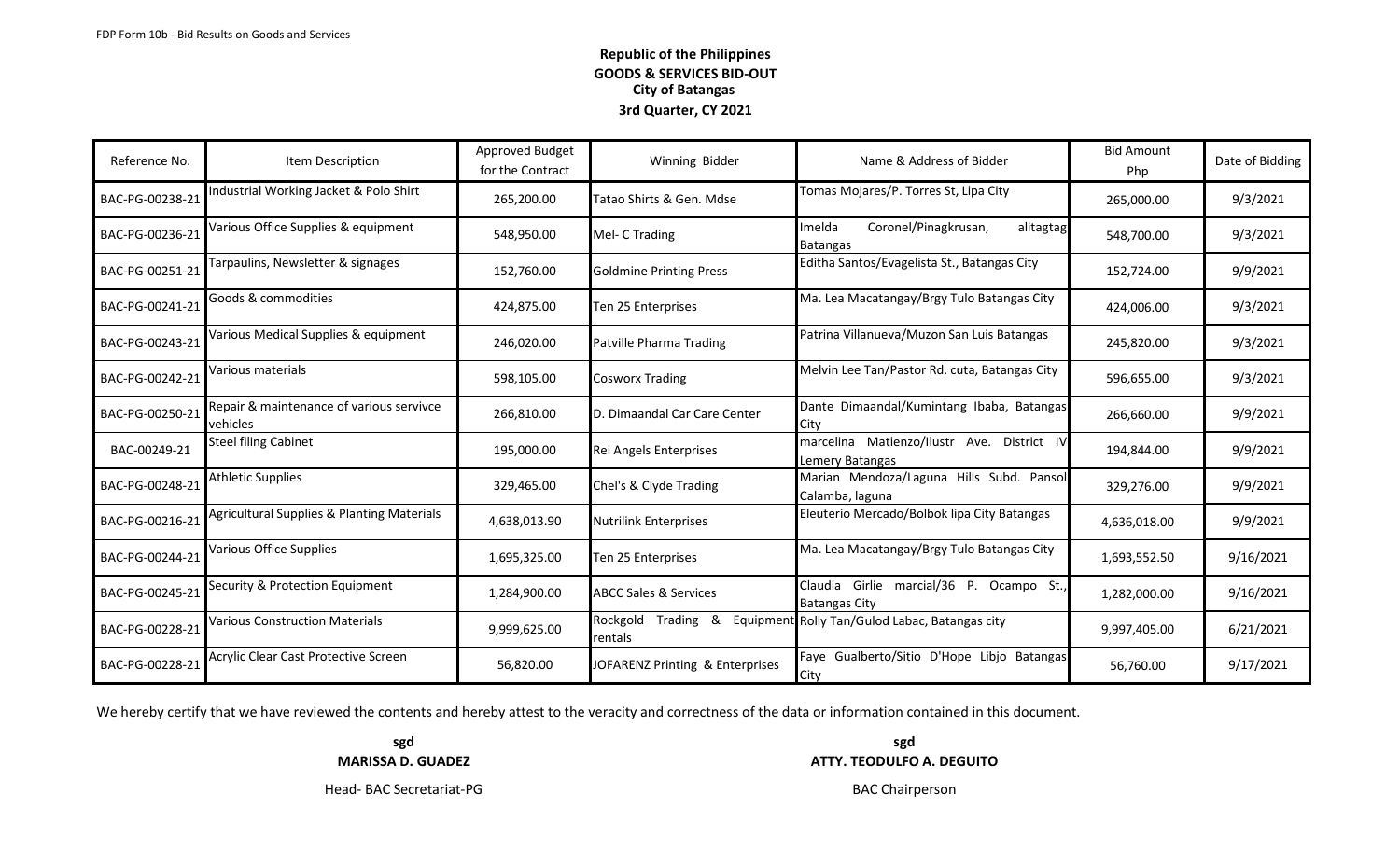FDP Form 10b - Bid Results on Goods and Services

**Republic of the Philippines**
**GOODS & SERVICES BID-OUT**
**City of Batangas**
**3rd Quarter, CY 2021**

| Reference No. | Item Description | Approved Budget for the Contract | Winning Bidder | Name & Address of Bidder | Bid Amount Php | Date of Bidding |
|---|---|---|---|---|---|---|
| BAC-PG-00238-21 | Industrial Working Jacket & Polo Shirt | 265,200.00 | Tatao Shirts & Gen. Mdse | Tomas Mojares/P. Torres St, Lipa City | 265,000.00 | 9/3/2021 |
| BAC-PG-00236-21 | Various Office Supplies & equipment | 548,950.00 | Mel- C Trading | Imelda Coronel/Pinagkrusan, alitagtag Batangas | 548,700.00 | 9/3/2021 |
| BAC-PG-00251-21 | Tarpaulins, Newsletter & signages | 152,760.00 | Goldmine Printing Press | Editha Santos/Evagelista St., Batangas City | 152,724.00 | 9/9/2021 |
| BAC-PG-00241-21 | Goods & commodities | 424,875.00 | Ten 25 Enterprises | Ma. Lea Macatangay/Brgy Tulo Batangas City | 424,006.00 | 9/3/2021 |
| BAC-PG-00243-21 | Various Medical Supplies & equipment | 246,020.00 | Patville Pharma Trading | Patrina Villanueva/Muzon San Luis Batangas | 245,820.00 | 9/3/2021 |
| BAC-PG-00242-21 | Various materials | 598,105.00 | Cosworx Trading | Melvin Lee Tan/Pastor Rd. cuta, Batangas City | 596,655.00 | 9/3/2021 |
| BAC-PG-00250-21 | Repair & maintenance of various servivce vehicles | 266,810.00 | D. Dimaandal Car Care Center | Dante Dimaandal/Kumintang Ibaba, Batangas City | 266,660.00 | 9/9/2021 |
| BAC-00249-21 | Steel filing Cabinet | 195,000.00 | Rei Angels Enterprises | marcelina Matienzo/Ilustr Ave. District IV Lemery Batangas | 194,844.00 | 9/9/2021 |
| BAC-PG-00248-21 | Athletic Supplies | 329,465.00 | Chel's & Clyde Trading | Marian Mendoza/Laguna Hills Subd. Pansol Calamba, laguna | 329,276.00 | 9/9/2021 |
| BAC-PG-00216-21 | Agricultural Supplies & Planting Materials | 4,638,013.90 | Nutrilink Enterprises | Eleuterio Mercado/Bolbok lipa City Batangas | 4,636,018.00 | 9/9/2021 |
| BAC-PG-00244-21 | Various Office Supplies | 1,695,325.00 | Ten 25 Enterprises | Ma. Lea Macatangay/Brgy Tulo Batangas City | 1,693,552.50 | 9/16/2021 |
| BAC-PG-00245-21 | Security & Protection Equipment | 1,284,900.00 | ABCC Sales & Services | Claudia Girlie marcial/36 P. Ocampo St., Batangas City | 1,282,000.00 | 9/16/2021 |
| BAC-PG-00228-21 | Various Construction Materials | 9,999,625.00 | Rockgold Trading & Equipment rentals | Rolly Tan/Gulod Labac, Batangas city | 9,997,405.00 | 6/21/2021 |
| BAC-PG-00228-21 | Acrylic Clear Cast Protective Screen | 56,820.00 | JOFARENZ Printing & Enterprises | Faye Gualberto/Sitio D'Hope Libjo Batangas City | 56,760.00 | 9/17/2021 |

We hereby certify that we have reviewed the contents and hereby attest to the veracity and correctness of the data or information contained in this document.

**sgd**
**MARISSA D. GUADEZ**
Head- BAC Secretariat-PG

**sgd**
**ATTY. TEODULFO A. DEGUITO**
BAC Chairperson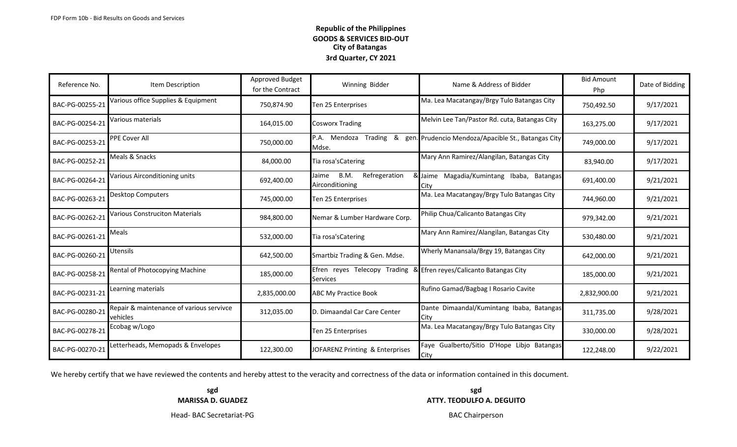FDP Form 10b - Bid Results on Goods and Services

**Republic of the Philippines**
**GOODS & SERVICES BID-OUT**
**City of Batangas**
**3rd Quarter, CY 2021**

| Reference No. | Item Description | Approved Budget for the Contract | Winning Bidder | Name & Address of Bidder | Bid Amount Php | Date of Bidding |
|---|---|---|---|---|---|---|
| BAC-PG-00255-21 | Various office Supplies & Equipment | 750,874.90 | Ten 25 Enterprises | Ma. Lea Macatangay/Brgy Tulo Batangas City | 750,492.50 | 9/17/2021 |
| BAC-PG-00254-21 | Various materials | 164,015.00 | Cosworx Trading | Melvin Lee Tan/Pastor Rd. cuta, Batangas City | 163,275.00 | 9/17/2021 |
| BAC-PG-00253-21 | PPE Cover All | 750,000.00 | P.A. Mendoza Trading & gen. Mdse. | Prudencio Mendoza/Apacible St., Batangas City | 749,000.00 | 9/17/2021 |
| BAC-PG-00252-21 | Meals & Snacks | 84,000.00 | Tia rosa'sCatering | Mary Ann Ramirez/Alangilan, Batangas City | 83,940.00 | 9/17/2021 |
| BAC-PG-00264-21 | Various Airconditioning units | 692,400.00 | Jaime B.M. Refregeration & Airconditioning | Jaime Magadia/Kumintang Ibaba, Batangas City | 691,400.00 | 9/21/2021 |
| BAC-PG-00263-21 | Desktop Computers | 745,000.00 | Ten 25 Enterprises | Ma. Lea Macatangay/Brgy Tulo Batangas City | 744,960.00 | 9/21/2021 |
| BAC-PG-00262-21 | Various Construciton Materials | 984,800.00 | Nemar & Lumber Hardware Corp. | Philip Chua/Calicanto Batangas City | 979,342.00 | 9/21/2021 |
| BAC-PG-00261-21 | Meals | 532,000.00 | Tia rosa'sCatering | Mary Ann Ramirez/Alangilan, Batangas City | 530,480.00 | 9/21/2021 |
| BAC-PG-00260-21 | Utensils | 642,500.00 | Smartbiz Trading & Gen. Mdse. | Wherly Manansala/Brgy 19, Batangas City | 642,000.00 | 9/21/2021 |
| BAC-PG-00258-21 | Rental of Photocopying Machine | 185,000.00 | Efren reyes Telecopy Trading & Services | Efren reyes/Calicanto Batangas City | 185,000.00 | 9/21/2021 |
| BAC-PG-00231-21 | Learning materials | 2,835,000.00 | ABC My Practice Book | Rufino Gamad/Bagbag I Rosario Cavite | 2,832,900.00 | 9/21/2021 |
| BAC-PG-00280-21 | Repair & maintenance of various servivce vehicles | 312,035.00 | D. Dimaandal Car Care Center | Dante Dimaandal/Kumintang Ibaba, Batangas City | 311,735.00 | 9/28/2021 |
| BAC-PG-00278-21 | Ecobag w/Logo | | Ten 25 Enterprises | Ma. Lea Macatangay/Brgy Tulo Batangas City | 330,000.00 | 9/28/2021 |
| BAC-PG-00270-21 | Letterheads, Memopads & Envelopes | 122,300.00 | JOFARENZ Printing & Enterprises | Faye Gualberto/Sitio D'Hope Libjo Batangas City | 122,248.00 | 9/22/2021 |

We hereby certify that we have reviewed the contents and hereby attest to the veracity and correctness of the data or information contained in this document.

**sgd**
**MARISSA D. GUADEZ**
Head- BAC Secretariat-PG

**sgd**
**ATTY. TEODULFO A. DEGUITO**
BAC Chairperson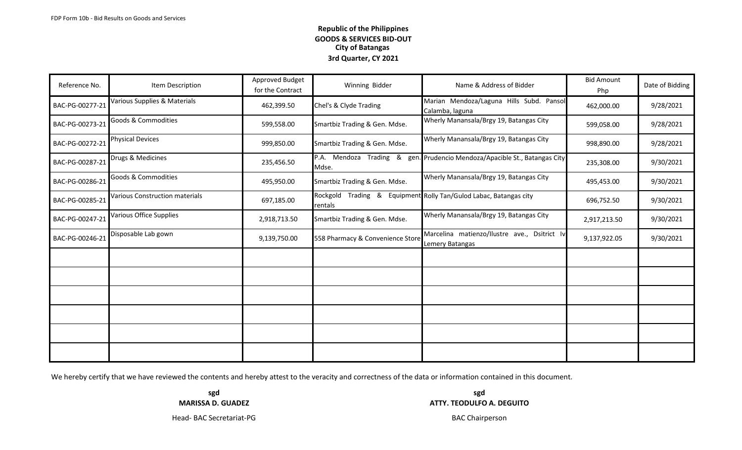FDP Form 10b - Bid Results on Goods and Services

**Republic of the Philippines**
**GOODS & SERVICES BID-OUT**
**City of Batangas**
**3rd Quarter, CY 2021**

| Reference No. | Item Description | Approved Budget for the Contract | Winning Bidder | Name & Address of Bidder | Bid Amount Php | Date of Bidding |
|---|---|---|---|---|---|---|
| BAC-PG-00277-21 | Various Supplies & Materials | 462,399.50 | Chel's & Clyde Trading | Marian Mendoza/Laguna Hills Subd. Pansol Calamba, laguna | 462,000.00 | 9/28/2021 |
| BAC-PG-00273-21 | Goods & Commodities | 599,558.00 | Smartbiz Trading & Gen. Mdse. | Wherly Manansala/Brgy 19, Batangas City | 599,058.00 | 9/28/2021 |
| BAC-PG-00272-21 | Physical Devices | 999,850.00 | Smartbiz Trading & Gen. Mdse. | Wherly Manansala/Brgy 19, Batangas City | 998,890.00 | 9/28/2021 |
| BAC-PG-00287-21 | Drugs & Medicines | 235,456.50 | P.A. Mendoza Trading & gen. Mdse. | Prudencio Mendoza/Apacible St., Batangas City | 235,308.00 | 9/30/2021 |
| BAC-PG-00286-21 | Goods & Commodities | 495,950.00 | Smartbiz Trading & Gen. Mdse. | Wherly Manansala/Brgy 19, Batangas City | 495,453.00 | 9/30/2021 |
| BAC-PG-00285-21 | Various Construction materials | 697,185.00 | Rockgold Trading & Equipment rentals | Rolly Tan/Gulod Labac, Batangas city | 696,752.50 | 9/30/2021 |
| BAC-PG-00247-21 | Various Office Supplies | 2,918,713.50 | Smartbiz Trading & Gen. Mdse. | Wherly Manansala/Brgy 19, Batangas City | 2,917,213.50 | 9/30/2021 |
| BAC-PG-00246-21 | Disposable Lab gown | 9,139,750.00 | 558 Pharmacy & Convenience Store | Marcelina matienzo/Ilustre ave., Dsitrict Iv Lemery Batangas | 9,137,922.05 | 9/30/2021 |
| | | | | | | |
| | | | | | | |
| | | | | | | |
| | | | | | | |
| | | | | | | |
| | | | | | | |

We hereby certify that we have reviewed the contents and hereby attest to the veracity and correctness of the data or information contained in this document.

**sgd**
**MARISSA D. GUADEZ**
Head- BAC Secretariat-PG

**sgd**
**ATTY. TEODULFO A. DEGUITO**
BAC Chairperson